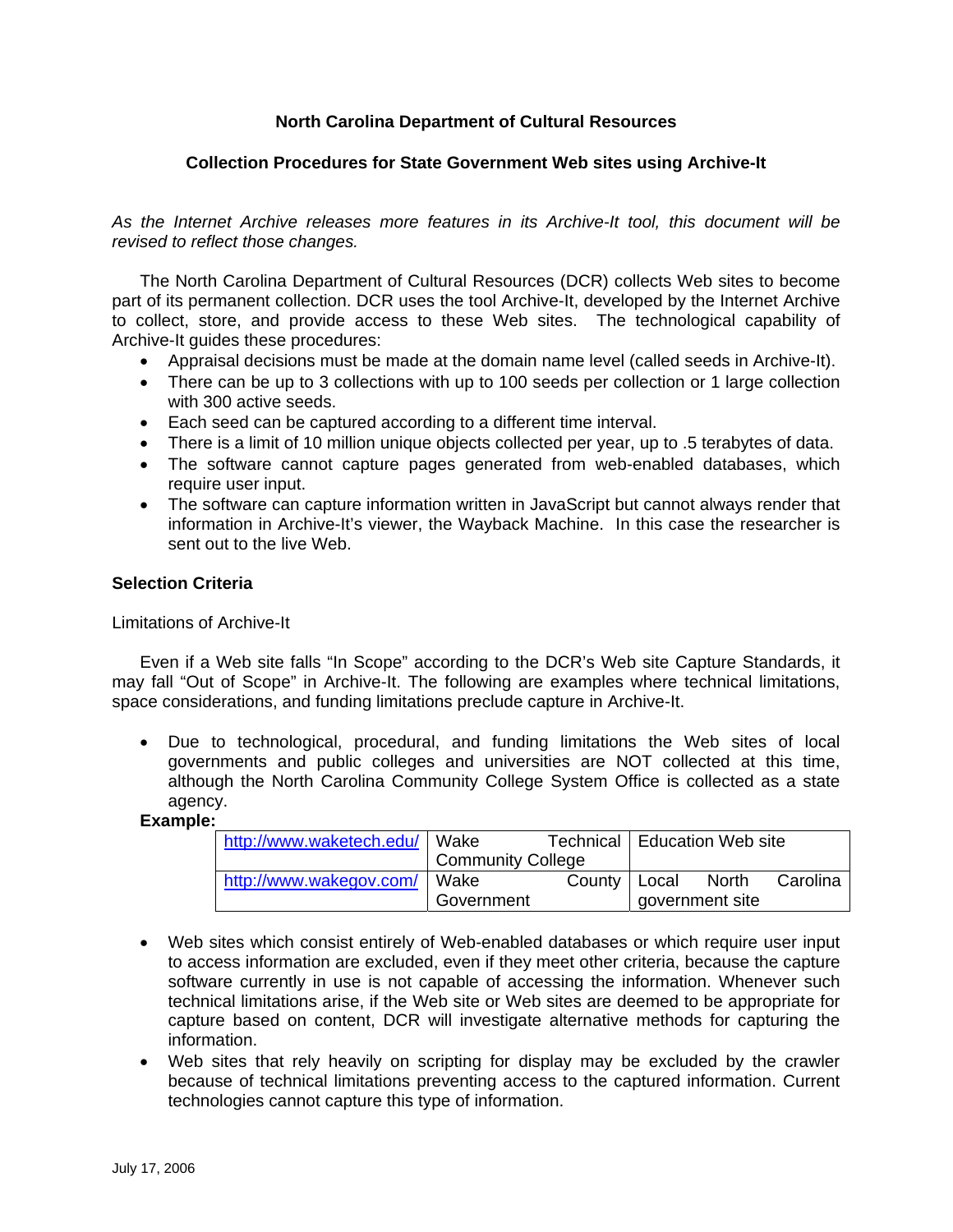# North Carolina Department of Cultural Resources

## Collection Procedures for State Government Web sites using Archive-It

*As the Internet Archive releases more features in its Archive-It tool, this document will be revised to reflect those changes.*

The North Carolina Department of Cultural Resources (DCR) collects Web sites to become part of its permanent collection. DCR uses the tool Archive-It, developed by the Internet Archive to collect, store, and provide access to these Web sites. The technological capability of Archive-It guides these procedures:

- Appraisal decisions must be made at the domain name level (called seeds in Archive-It).
- There can be up to 3 collections with up to 100 seeds per collection or 1 large collection with 300 active seeds.
- Each seed can be captured according to a different time interval.
- There is a limit of 10 million unique objects collected per year, up to .5 terabytes of data.
- The software cannot capture pages generated from web-enabled databases, which require user input.
- The software can capture information written in JavaScript but cannot always render that information in Archive-It's viewer, the Wayback Machine. In this case the researcher is sent out to the live Web.

### Selection Criteria

Limitations of Archive-It

Even if a Web site falls "In Scope" according to the DCR's Web site Capture Standards, it may fall "Out of Scope" in Archive-It. The following are examples where technical limitations, space considerations, and funding limitations preclude capture in Archive-It.

- Due to technological, procedural, and funding limitations the Web sites of local governments and public colleges and universities are NOT collected at this time, although the North Carolina Community College System Office is collected as a state agency.

**Example:**

| | | |
|---|---|---|
| http://www.waketech.edu/ | Wake Technical Community College | Education Web site |
| http://www.wakegov.com/ | Wake County Government | Local North Carolina government site |

- Web sites which consist entirely of Web-enabled databases or which require user input to access information are excluded, even if they meet other criteria, because the capture software currently in use is not capable of accessing the information. Whenever such technical limitations arise, if the Web site or Web sites are deemed to be appropriate for capture based on content, DCR will investigate alternative methods for capturing the information.
- Web sites that rely heavily on scripting for display may be excluded by the crawler because of technical limitations preventing access to the captured information. Current technologies cannot capture this type of information.

July 17, 2006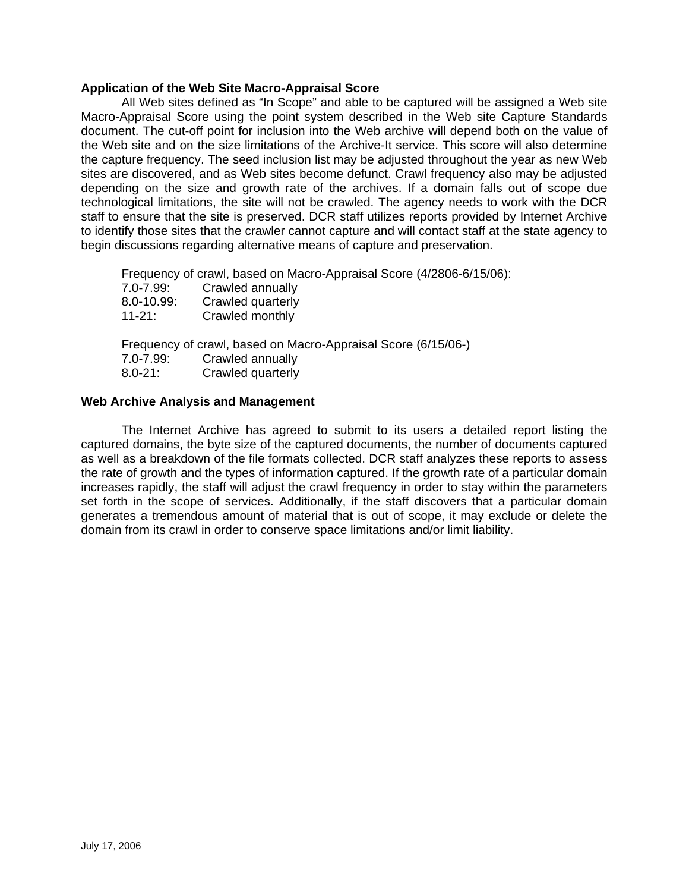**Application of the Web Site Macro-Appraisal Score**

All Web sites defined as "In Scope" and able to be captured will be assigned a Web site Macro-Appraisal Score using the point system described in the Web site Capture Standards document. The cut-off point for inclusion into the Web archive will depend both on the value of the Web site and on the size limitations of the Archive-It service. This score will also determine the capture frequency. The seed inclusion list may be adjusted throughout the year as new Web sites are discovered, and as Web sites become defunct. Crawl frequency also may be adjusted depending on the size and growth rate of the archives. If a domain falls out of scope due technological limitations, the site will not be crawled. The agency needs to work with the DCR staff to ensure that the site is preserved. DCR staff utilizes reports provided by Internet Archive to identify those sites that the crawler cannot capture and will contact staff at the state agency to begin discussions regarding alternative means of capture and preservation.

Frequency of crawl, based on Macro-Appraisal Score (4/2806-6/15/06):
7.0-7.99: Crawled annually
8.0-10.99: Crawled quarterly
11-21: Crawled monthly

Frequency of crawl, based on Macro-Appraisal Score (6/15/06-)
7.0-7.99: Crawled annually
8.0-21: Crawled quarterly

**Web Archive Analysis and Management**

The Internet Archive has agreed to submit to its users a detailed report listing the captured domains, the byte size of the captured documents, the number of documents captured as well as a breakdown of the file formats collected. DCR staff analyzes these reports to assess the rate of growth and the types of information captured. If the growth rate of a particular domain increases rapidly, the staff will adjust the crawl frequency in order to stay within the parameters set forth in the scope of services. Additionally, if the staff discovers that a particular domain generates a tremendous amount of material that is out of scope, it may exclude or delete the domain from its crawl in order to conserve space limitations and/or limit liability.